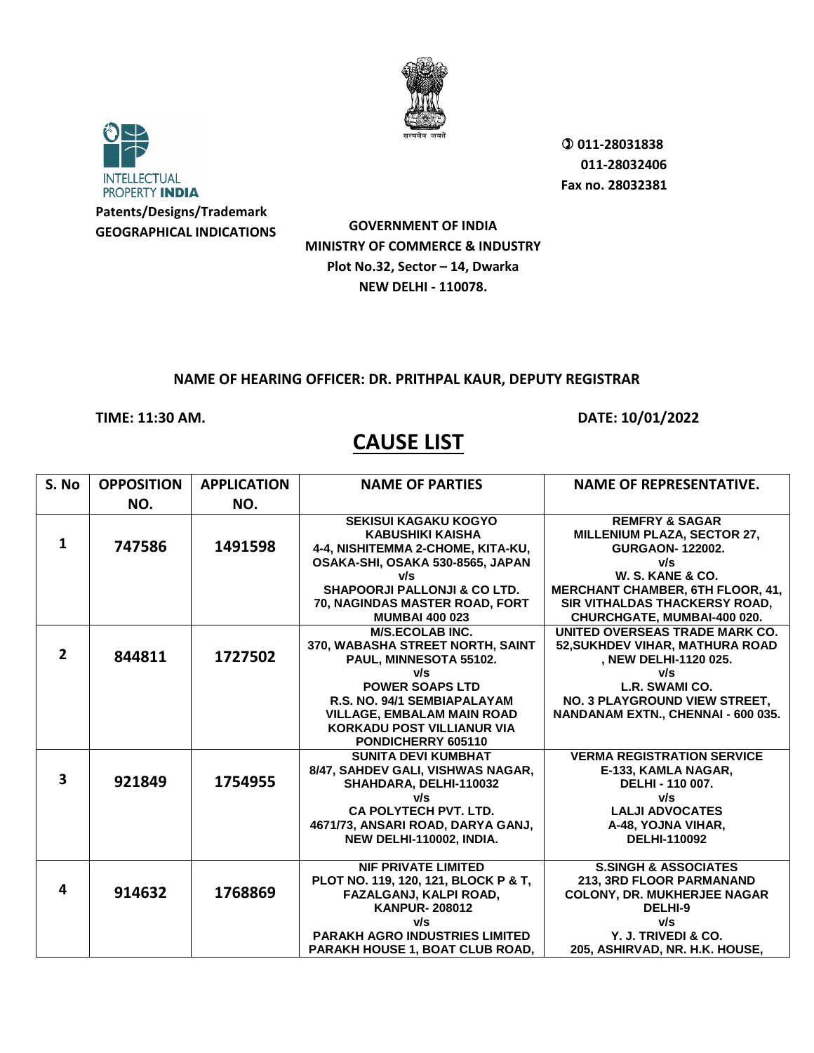INTELLECTUAL PROPERTY INDIA

**Patents/Designs/Trademark**
**GEOGRAPHICAL INDICATIONS**

सत्यमेव जयते

**011-28031838**
**011-28032406**
**Fax no. 28032381**

**GOVERNMENT OF INDIA**
**MINISTRY OF COMMERCE & INDUSTRY**
**Plot No.32, Sector – 14, Dwarka**
**NEW DELHI - 110078.**

**NAME OF HEARING OFFICER: DR. PRITHPAL KAUR, DEPUTY REGISTRAR**

**TIME: 11:30 AM.** **DATE: 10/01/2022**

# CAUSE LIST

| S. No | OPPOSITION NO. | APPLICATION NO. | NAME OF PARTIES | NAME OF REPRESENTATIVE. |
|---|---|---|---|---|
| 1 | 747586 | 1491598 | SEKISUI KAGAKU KOGYO KABUSHIKI KAISHA 4-4, NISHITEMMA 2-CHOME, KITA-KU, OSAKA-SHI, OSAKA 530-8565, JAPAN v/s SHAPOORJI PALLONJI & CO LTD. 70, NAGINDAS MASTER ROAD, FORT MUMBAI 400 023 | REMFRY & SAGAR MILLENIUM PLAZA, SECTOR 27, GURGAON- 122002. v/s W. S. KANE & CO. MERCHANT CHAMBER, 6TH FLOOR, 41, SIR VITHALDAS THACKERSY ROAD, CHURCHGATE, MUMBAI-400 020. |
| 2 | 844811 | 1727502 | M/S.ECOLAB INC. 370, WABASHA STREET NORTH, SAINT PAUL, MINNESOTA 55102. v/s POWER SOAPS LTD R.S. NO. 94/1 SEMBIAPALAYAM VILLAGE, EMBALAM MAIN ROAD KORKADU POST VILLIANUR VIA PONDICHERRY 605110 | UNITED OVERSEAS TRADE MARK CO. 52,SUKHDEV VIHAR, MATHURA ROAD , NEW DELHI-1120 025. v/s L.R. SWAMI CO. NO. 3 PLAYGROUND VIEW STREET, NANDANAM EXTN., CHENNAI - 600 035. |
| 3 | 921849 | 1754955 | SUNITA DEVI KUMBHAT 8/47, SAHDEV GALI, VISHWAS NAGAR, SHAHDARA, DELHI-110032 v/s CA POLYTECH PVT. LTD. 4671/73, ANSARI ROAD, DARYA GANJ, NEW DELHI-110002, INDIA. | VERMA REGISTRATION SERVICE E-133, KAMLA NAGAR, DELHI - 110 007. v/s LALJI ADVOCATES A-48, YOJNA VIHAR, DELHI-110092 |
| 4 | 914632 | 1768869 | NIF PRIVATE LIMITED PLOT NO. 119, 120, 121, BLOCK P & T, FAZALGANJ, KALPI ROAD, KANPUR- 208012 v/s PARAKH AGRO INDUSTRIES LIMITED PARAKH HOUSE 1, BOAT CLUB ROAD, | S.SINGH & ASSOCIATES 213, 3RD FLOOR PARMANAND COLONY, DR. MUKHERJEE NAGAR DELHI-9 v/s Y. J. TRIVEDI & CO. 205, ASHIRVAD, NR. H.K. HOUSE, |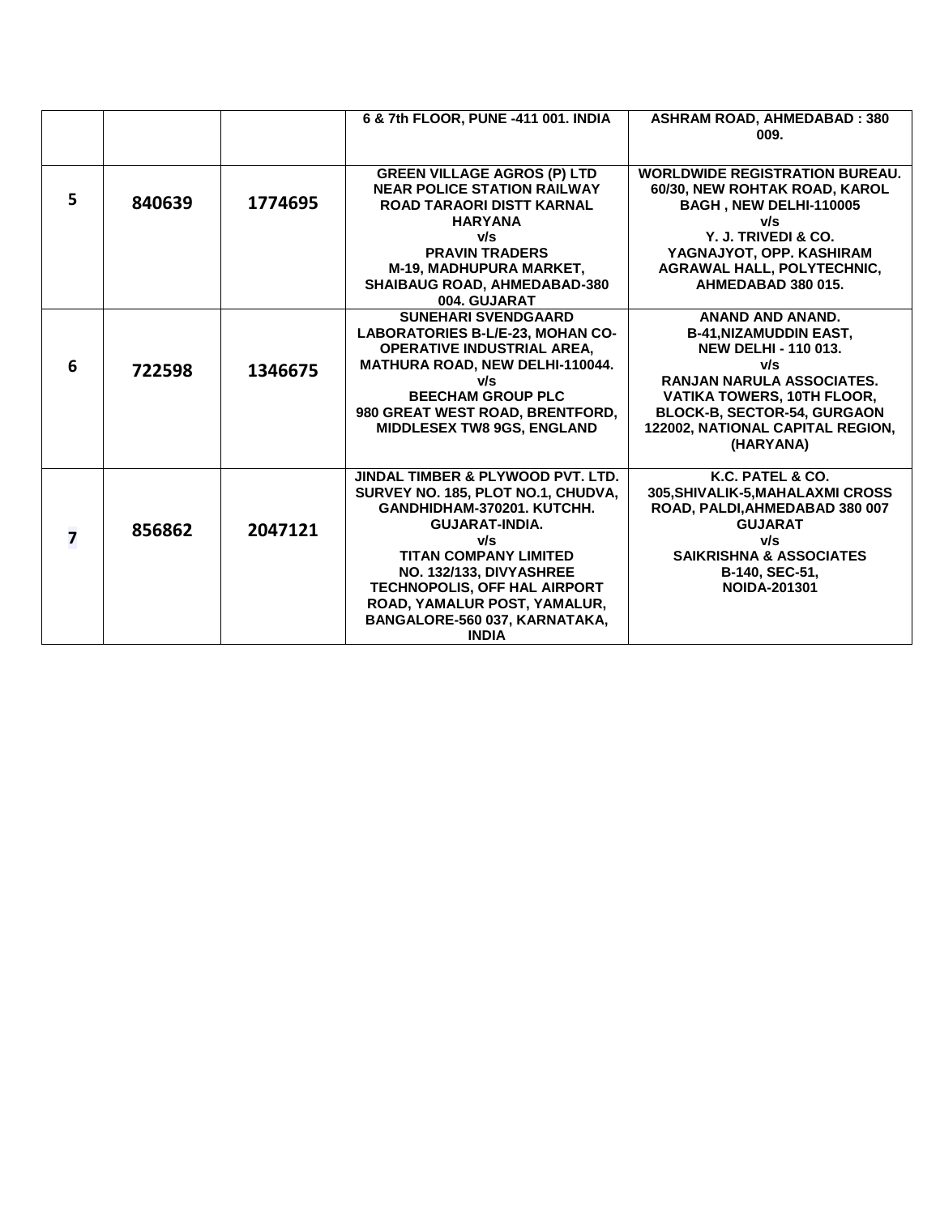| | | | | |
|---|---|---|---|---|
| | | | 6 & 7th FLOOR, PUNE -411 001. INDIA | ASHRAM ROAD, AHMEDABAD : 380 009. |
| 5 | 840639 | 1774695 | GREEN VILLAGE AGROS (P) LTD NEAR POLICE STATION RAILWAY ROAD TARAORI DISTT KARNAL HARYANA v/s PRAVIN TRADERS M-19, MADHUPURA MARKET, SHAIBAUG ROAD, AHMEDABAD-380 004. GUJARAT | WORLDWIDE REGISTRATION BUREAU. 60/30, NEW ROHTAK ROAD, KAROL BAGH , NEW DELHI-110005 v/s Y. J. TRIVEDI & CO. YAGNAJYOT, OPP. KASHIRAM AGRAWAL HALL, POLYTECHNIC, AHMEDABAD 380 015. |
| 6 | 722598 | 1346675 | SUNEHARI SVENDGAARD LABORATORIES B-L/E-23, MOHAN CO-OPERATIVE INDUSTRIAL AREA, MATHURA ROAD, NEW DELHI-110044. v/s BEECHAM GROUP PLC 980 GREAT WEST ROAD, BRENTFORD, MIDDLESEX TW8 9GS, ENGLAND | ANAND AND ANAND. B-41,NIZAMUDDIN EAST, NEW DELHI - 110 013. v/s RANJAN NARULA ASSOCIATES. VATIKA TOWERS, 10TH FLOOR, BLOCK-B, SECTOR-54, GURGAON 122002, NATIONAL CAPITAL REGION, (HARYANA) |
| 7 | 856862 | 2047121 | JINDAL TIMBER & PLYWOOD PVT. LTD. SURVEY NO. 185, PLOT NO.1, CHUDVA, GANDHIDHAM-370201. KUTCHH. GUJARAT-INDIA. v/s TITAN COMPANY LIMITED NO. 132/133, DIVYASHREE TECHNOPOLIS, OFF HAL AIRPORT ROAD, YAMALUR POST, YAMALUR, BANGALORE-560 037, KARNATAKA, INDIA | K.C. PATEL & CO. 305,SHIVALIK-5,MAHALAXMI CROSS ROAD, PALDI,AHMEDABAD 380 007 GUJARAT v/s SAIKRISHNA & ASSOCIATES B-140, SEC-51, NOIDA-201301 |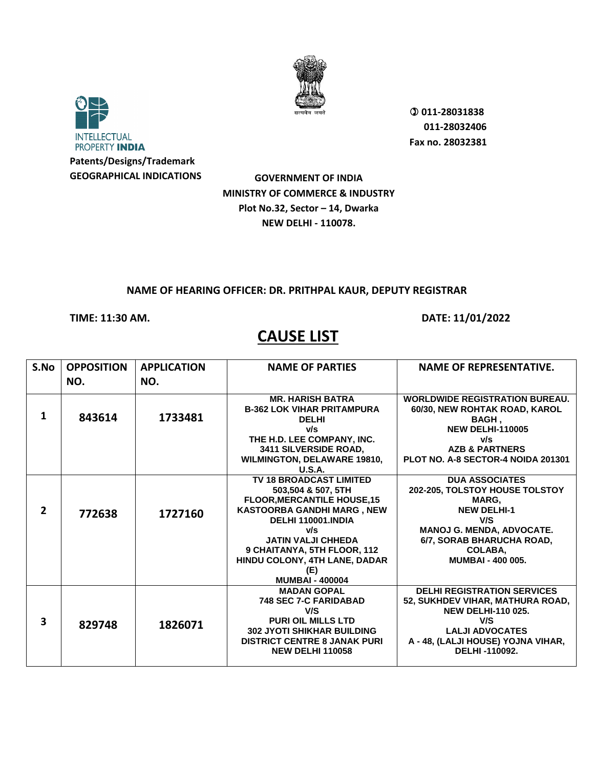INTELLECTUAL PROPERTY **INDIA**

**Patents/Designs/Trademark**
**GEOGRAPHICAL INDICATIONS**

सत्यमेव जयते

**011-28031838**
**011-28032406**
**Fax no. 28032381**

**GOVERNMENT OF INDIA**
**MINISTRY OF COMMERCE & INDUSTRY**
**Plot No.32, Sector – 14, Dwarka**
**NEW DELHI - 110078.**

**NAME OF HEARING OFFICER: DR. PRITHPAL KAUR, DEPUTY REGISTRAR**

**TIME: 11:30 AM.** **DATE: 11/01/2022**

# CAUSE LIST

| S.No | OPPOSITION NO. | APPLICATION NO. | NAME OF PARTIES | NAME OF REPRESENTATIVE. |
|---|---|---|---|---|
| 1 | 843614 | 1733481 | MR. HARISH BATRA<br>B-362 LOK VIHAR PRITAMPURA DELHI<br>v/s<br>THE H.D. LEE COMPANY, INC.<br>3411 SILVERSIDE ROAD, WILMINGTON, DELAWARE 19810, U.S.A. | WORLDWIDE REGISTRATION BUREAU.<br>60/30, NEW ROHTAK ROAD, KAROL BAGH ,<br>NEW DELHI-110005<br>v/s<br>AZB & PARTNERS<br>PLOT NO. A-8 SECTOR-4 NOIDA 201301 |
| 2 | 772638 | 1727160 | TV 18 BROADCAST LIMITED<br>503,504 & 507, 5TH FLOOR,MERCANTILE HOUSE,15 KASTOORBA GANDHI MARG , NEW DELHI 110001.INDIA<br>v/s<br>JATIN VALJI CHHEDA<br>9 CHAITANYA, 5TH FLOOR, 112 HINDU COLONY, 4TH LANE, DADAR (E)<br>MUMBAI - 400004 | DUA ASSOCIATES<br>202-205, TOLSTOY HOUSE TOLSTOY MARG,<br>NEW DELHI-1<br>V/S<br>MANOJ G. MENDA, ADVOCATE.<br>6/7, SORAB BHARUCHA ROAD, COLABA,<br>MUMBAI - 400 005. |
| 3 | 829748 | 1826071 | MADAN GOPAL<br>748 SEC 7-C FARIDABAD<br>V/S<br>PURI OIL MILLS LTD<br>302 JYOTI SHIKHAR BUILDING DISTRICT CENTRE 8 JANAK PURI<br>NEW DELHI 110058 | DELHI REGISTRATION SERVICES<br>52, SUKHDEV VIHAR, MATHURA ROAD,<br>NEW DELHI-110 025.<br>V/S<br>LALJI ADVOCATES<br>A - 48, (LALJI HOUSE) YOJNA VIHAR,<br>DELHI -110092. |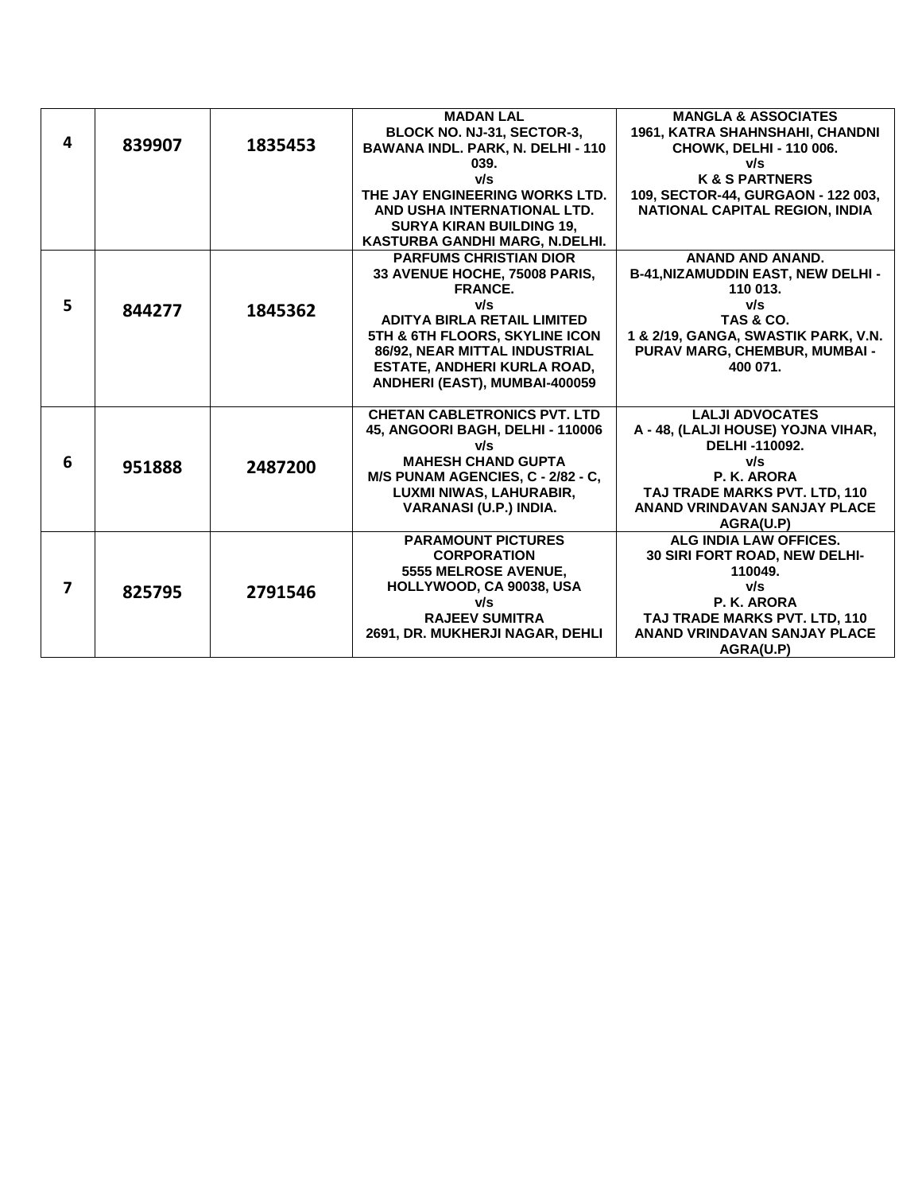| 4 | 839907 | 1835453 | MADAN LAL<br>BLOCK NO. NJ-31, SECTOR-3, BAWANA INDL. PARK, N. DELHI - 110 039.<br>v/s<br>THE JAY ENGINEERING WORKS LTD. AND USHA INTERNATIONAL LTD. SURYA KIRAN BUILDING 19, KASTURBA GANDHI MARG, N.DELHI. | MANGLA & ASSOCIATES<br>1961, KATRA SHAHNSHAHI, CHANDNI CHOWK, DELHI - 110 006.<br>v/s<br>K & S PARTNERS<br>109, SECTOR-44, GURGAON - 122 003, NATIONAL CAPITAL REGION, INDIA |
|---|---|---|---|---|
| 5 | 844277 | 1845362 | PARFUMS CHRISTIAN DIOR<br>33 AVENUE HOCHE, 75008 PARIS, FRANCE.<br>v/s<br>ADITYA BIRLA RETAIL LIMITED<br>5TH & 6TH FLOORS, SKYLINE ICON 86/92, NEAR MITTAL INDUSTRIAL ESTATE, ANDHERI KURLA ROAD, ANDHERI (EAST), MUMBAI-400059 | ANAND AND ANAND.<br>B-41,NIZAMUDDIN EAST, NEW DELHI - 110 013.<br>v/s<br>TAS & CO.<br>1 & 2/19, GANGA, SWASTIK PARK, V.N. PURAV MARG, CHEMBUR, MUMBAI - 400 071. |
| 6 | 951888 | 2487200 | CHETAN CABLETRONICS PVT. LTD<br>45, ANGOORI BAGH, DELHI - 110006<br>v/s<br>MAHESH CHAND GUPTA<br>M/S PUNAM AGENCIES, C - 2/82 - C, LUXMI NIWAS, LAHURABIR, VARANASI (U.P.) INDIA. | LALJI ADVOCATES<br>A - 48, (LALJI HOUSE) YOJNA VIHAR, DELHI -110092.<br>v/s<br>P. K. ARORA<br>TAJ TRADE MARKS PVT. LTD, 110 ANAND VRINDAVAN SANJAY PLACE AGRA(U.P) |
| 7 | 825795 | 2791546 | PARAMOUNT PICTURES CORPORATION<br>5555 MELROSE AVENUE, HOLLYWOOD, CA 90038, USA<br>v/s<br>RAJEEV SUMITRA<br>2691, DR. MUKHERJI NAGAR, DEHLI | ALG INDIA LAW OFFICES.<br>30 SIRI FORT ROAD, NEW DELHI-110049.<br>v/s<br>P. K. ARORA<br>TAJ TRADE MARKS PVT. LTD, 110 ANAND VRINDAVAN SANJAY PLACE AGRA(U.P) |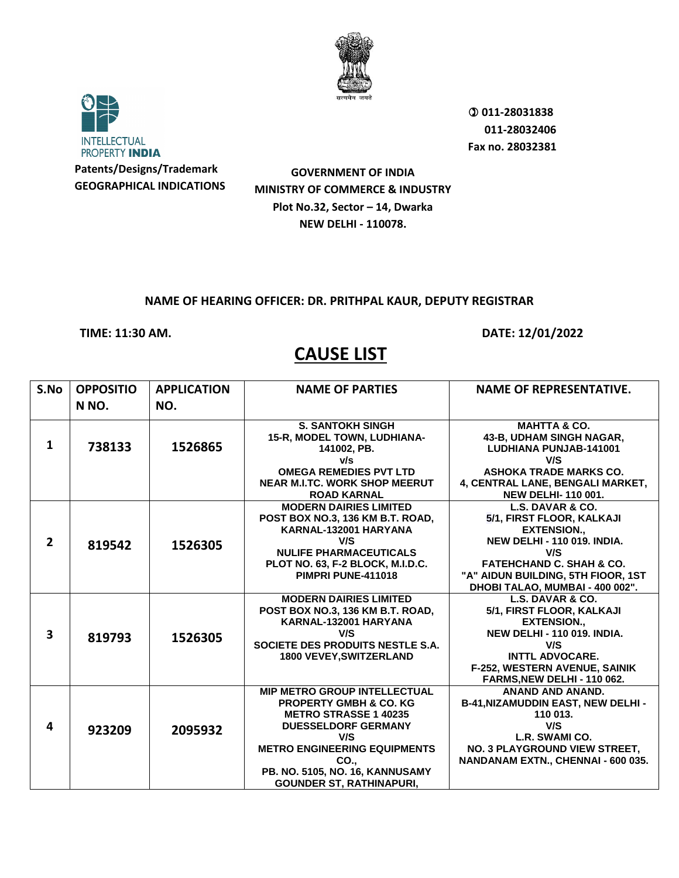INTELLECTUAL PROPERTY INDIA

**Patents/Designs/Trademark**
**GEOGRAPHICAL INDICATIONS**

सत्यमेव जयते

✆ 011-28031838
011-28032406
Fax no. 28032381

**GOVERNMENT OF INDIA**
**MINISTRY OF COMMERCE & INDUSTRY**
**Plot No.32, Sector – 14, Dwarka**
**NEW DELHI - 110078.**

**NAME OF HEARING OFFICER: DR. PRITHPAL KAUR, DEPUTY REGISTRAR**

**TIME: 11:30 AM.** **DATE: 12/01/2022**

# CAUSE LIST

| S.No | OPPOSITION NO. | APPLICATION NO. | NAME OF PARTIES | NAME OF REPRESENTATIVE. |
|---|---|---|---|---|
| 1 | 738133 | 1526865 | S. SANTOKH SINGH 15-R, MODEL TOWN, LUDHIANA-141002, PB. v/s OMEGA REMEDIES PVT LTD NEAR M.I.TC. WORK SHOP MEERUT ROAD KARNAL | MAHTTA & CO. 43-B, UDHAM SINGH NAGAR, LUDHIANA PUNJAB-141001 V/S ASHOKA TRADE MARKS CO. 4, CENTRAL LANE, BENGALI MARKET, NEW DELHI- 110 001. |
| 2 | 819542 | 1526305 | MODERN DAIRIES LIMITED POST BOX NO.3, 136 KM B.T. ROAD, KARNAL-132001 HARYANA V/S NULIFE PHARMACEUTICALS PLOT NO. 63, F-2 BLOCK, M.I.D.C. PIMPRI PUNE-411018 | L.S. DAVAR & CO. 5/1, FIRST FLOOR, KALKAJI EXTENSION., NEW DELHI - 110 019. INDIA. V/S FATEHCHAND C. SHAH & CO. "A" AIDUN BUILDING, 5TH FIOOR, 1ST DHOBI TALAO, MUMBAI - 400 002". |
| 3 | 819793 | 1526305 | MODERN DAIRIES LIMITED POST BOX NO.3, 136 KM B.T. ROAD, KARNAL-132001 HARYANA V/S SOCIETE DES PRODUITS NESTLE S.A. 1800 VEVEY,SWITZERLAND | L.S. DAVAR & CO. 5/1, FIRST FLOOR, KALKAJI EXTENSION., NEW DELHI - 110 019. INDIA. V/S INTTL ADVOCARE. F-252, WESTERN AVENUE, SAINIK FARMS,NEW DELHI - 110 062. |
| 4 | 923209 | 2095932 | MIP METRO GROUP INTELLECTUAL PROPERTY GMBH & CO. KG METRO STRASSE 1 40235 DUESSELDORF GERMANY V/S METRO ENGINEERING EQUIPMENTS CO., PB. NO. 5105, NO. 16, KANNUSAMY GOUNDER ST, RATHINAPURI, | ANAND AND ANAND. B-41,NIZAMUDDIN EAST, NEW DELHI - 110 013. V/S L.R. SWAMI CO. NO. 3 PLAYGROUND VIEW STREET, NANDANAM EXTN., CHENNAI - 600 035. |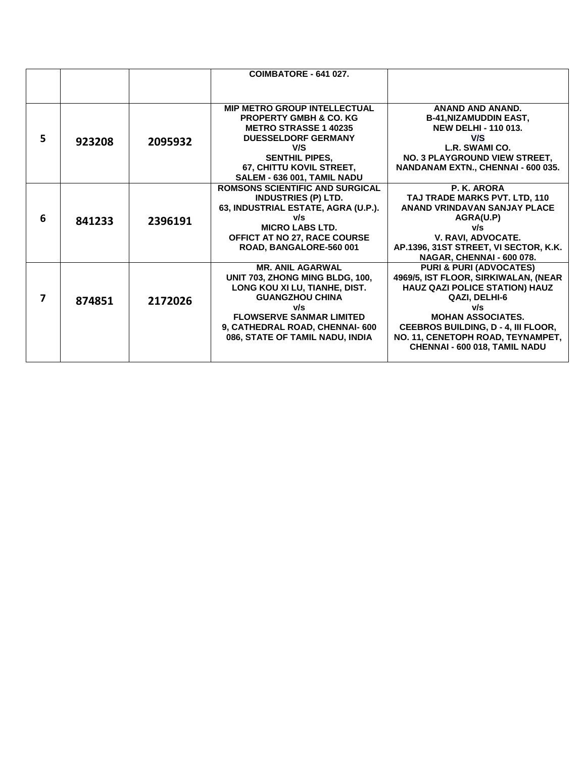| | | | | |
|---|---|---|---|---|
| | | | COIMBATORE - 641 027. | |
| 5 | 923208 | 2095932 | MIP METRO GROUP INTELLECTUAL PROPERTY GMBH & CO. KG METRO STRASSE 1 40235 DUESSELDORF GERMANY V/S SENTHIL PIPES, 67, CHITTU KOVIL STREET, SALEM - 636 001, TAMIL NADU | ANAND AND ANAND. B-41,NIZAMUDDIN EAST, NEW DELHI - 110 013. V/S L.R. SWAMI CO. NO. 3 PLAYGROUND VIEW STREET, NANDANAM EXTN., CHENNAI - 600 035. |
| 6 | 841233 | 2396191 | ROMSONS SCIENTIFIC AND SURGICAL INDUSTRIES (P) LTD. 63, INDUSTRIAL ESTATE, AGRA (U.P.). v/s MICRO LABS LTD. OFFICT AT NO 27, RACE COURSE ROAD, BANGALORE-560 001 | P. K. ARORA TAJ TRADE MARKS PVT. LTD, 110 ANAND VRINDAVAN SANJAY PLACE AGRA(U.P) v/s V. RAVI, ADVOCATE. AP.1396, 31ST STREET, VI SECTOR, K.K. NAGAR, CHENNAI - 600 078. |
| 7 | 874851 | 2172026 | MR. ANIL AGARWAL UNIT 703, ZHONG MING BLDG, 100, LONG KOU XI LU, TIANHE, DIST. GUANGZHOU CHINA v/s FLOWSERVE SANMAR LIMITED 9, CATHEDRAL ROAD, CHENNAI- 600 086, STATE OF TAMIL NADU, INDIA | PURI & PURI (ADVOCATES) 4969/5, IST FLOOR, SIRKIWALAN, (NEAR HAUZ QAZI POLICE STATION) HAUZ QAZI, DELHI-6 v/s MOHAN ASSOCIATES. CEEBROS BUILDING, D - 4, III FLOOR, NO. 11, CENETOPH ROAD, TEYNAMPET, CHENNAI - 600 018, TAMIL NADU |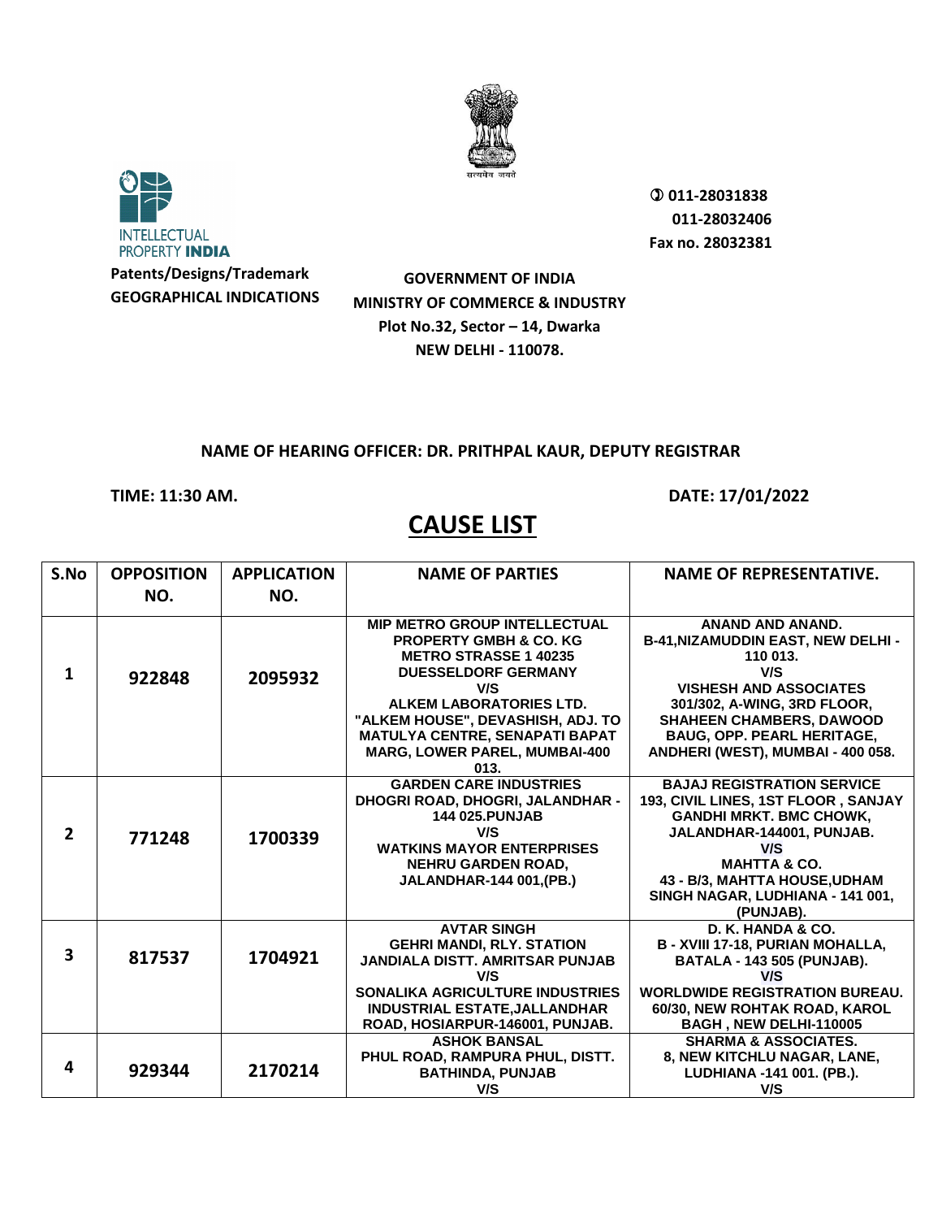INTELLECTUAL PROPERTY INDIA

**Patents/Designs/Trademark**
**GEOGRAPHICAL INDICATIONS**

**011-28031838**
**011-28032406**
**Fax no. 28032381**

**GOVERNMENT OF INDIA**
**MINISTRY OF COMMERCE & INDUSTRY**
**Plot No.32, Sector – 14, Dwarka**
**NEW DELHI - 110078.**

**NAME OF HEARING OFFICER: DR. PRITHPAL KAUR, DEPUTY REGISTRAR**

**TIME: 11:30 AM.** **DATE: 17/01/2022**

# CAUSE LIST

| S.No | OPPOSITION NO. | APPLICATION NO. | NAME OF PARTIES | NAME OF REPRESENTATIVE. |
|---|---|---|---|---|
| 1 | 922848 | 2095932 | MIP METRO GROUP INTELLECTUAL PROPERTY GMBH & CO. KG METRO STRASSE 1 40235 DUESSELDORF GERMANY V/S ALKEM LABORATORIES LTD. "ALKEM HOUSE", DEVASHISH, ADJ. TO MATULYA CENTRE, SENAPATI BAPAT MARG, LOWER PAREL, MUMBAI-400 013. | ANAND AND ANAND. B-41,NIZAMUDDIN EAST, NEW DELHI - 110 013. V/S VISHESH AND ASSOCIATES 301/302, A-WING, 3RD FLOOR, SHAHEEN CHAMBERS, DAWOOD BAUG, OPP. PEARL HERITAGE, ANDHERI (WEST), MUMBAI - 400 058. |
| 2 | 771248 | 1700339 | GARDEN CARE INDUSTRIES DHOGRI ROAD, DHOGRI, JALANDHAR - 144 025.PUNJAB V/S WATKINS MAYOR ENTERPRISES NEHRU GARDEN ROAD, JALANDHAR-144 001,(PB.) | BAJAJ REGISTRATION SERVICE 193, CIVIL LINES, 1ST FLOOR , SANJAY GANDHI MRKT. BMC CHOWK, JALANDHAR-144001, PUNJAB. V/S MAHTTA & CO. 43 - B/3, MAHTTA HOUSE,UDHAM SINGH NAGAR, LUDHIANA - 141 001, (PUNJAB). |
| 3 | 817537 | 1704921 | AVTAR SINGH GEHRI MANDI, RLY. STATION JANDIALA DISTT. AMRITSAR PUNJAB V/S SONALIKA AGRICULTURE INDUSTRIES INDUSTRIAL ESTATE,JALLANDHAR ROAD, HOSIARPUR-146001, PUNJAB. | D. K. HANDA & CO. B - XVIII 17-18, PURIAN MOHALLA, BATALA - 143 505 (PUNJAB). V/S WORLDWIDE REGISTRATION BUREAU. 60/30, NEW ROHTAK ROAD, KAROL BAGH , NEW DELHI-110005 |
| 4 | 929344 | 2170214 | ASHOK BANSAL PHUL ROAD, RAMPURA PHUL, DISTT. BATHINDA, PUNJAB V/S | SHARMA & ASSOCIATES. 8, NEW KITCHLU NAGAR, LANE, LUDHIANA -141 001. (PB.). V/S |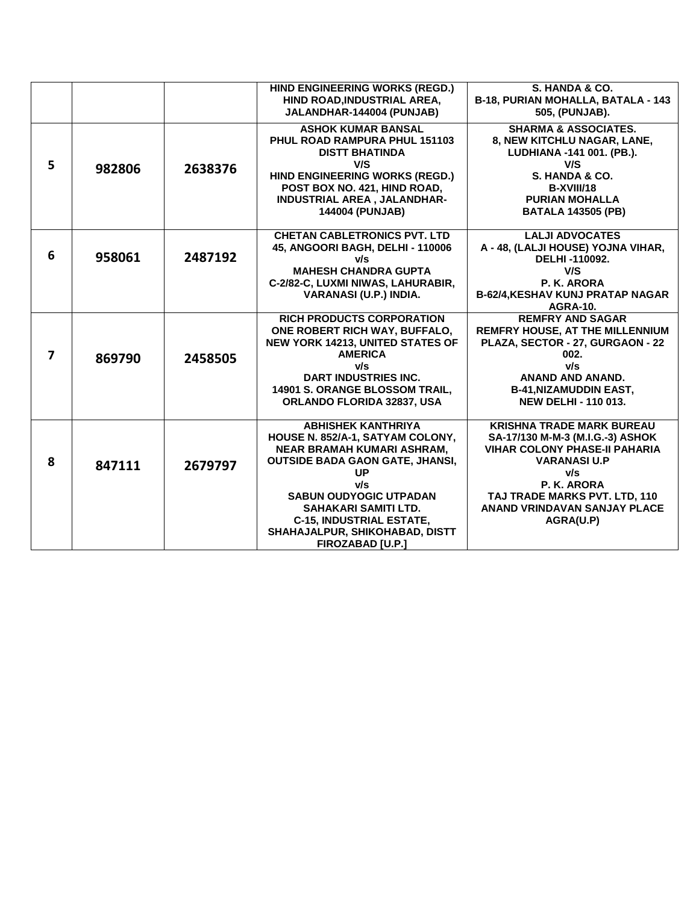| | | | | |
|---|---|---|---|---|
| | | | HIND ENGINEERING WORKS (REGD.)<br>HIND ROAD,INDUSTRIAL AREA,<br>JALANDHAR-144004 (PUNJAB) | S. HANDA & CO.<br>B-18, PURIAN MOHALLA, BATALA - 143 505, (PUNJAB). |
| 5 | 982806 | 2638376 | ASHOK KUMAR BANSAL<br>PHUL ROAD RAMPURA PHUL 151103<br>DISTT BHATINDA<br>V/S<br>HIND ENGINEERING WORKS (REGD.)<br>POST BOX NO. 421, HIND ROAD,<br>INDUSTRIAL AREA , JALANDHAR-144004 (PUNJAB) | SHARMA & ASSOCIATES.<br>8, NEW KITCHLU NAGAR, LANE,<br>LUDHIANA -141 001. (PB.).<br>V/S<br>S. HANDA & CO.<br>B-XVIII/18<br>PURIAN MOHALLA<br>BATALA 143505 (PB) |
| 6 | 958061 | 2487192 | CHETAN CABLETRONICS PVT. LTD<br>45, ANGOORI BAGH, DELHI - 110006<br>v/s<br>MAHESH CHANDRA GUPTA<br>C-2/82-C, LUXMI NIWAS, LAHURABIR,<br>VARANASI (U.P.) INDIA. | LALJI ADVOCATES<br>A - 48, (LALJI HOUSE) YOJNA VIHAR,<br>DELHI -110092.<br>V/S<br>P. K. ARORA<br>B-62/4,KESHAV KUNJ PRATAP NAGAR<br>AGRA-10. |
| 7 | 869790 | 2458505 | RICH PRODUCTS CORPORATION<br>ONE ROBERT RICH WAY, BUFFALO,<br>NEW YORK 14213, UNITED STATES OF AMERICA<br>v/s<br>DART INDUSTRIES INC.<br>14901 S. ORANGE BLOSSOM TRAIL,<br>ORLANDO FLORIDA 32837, USA | REMFRY AND SAGAR<br>REMFRY HOUSE, AT THE MILLENNIUM<br>PLAZA, SECTOR - 27, GURGAON - 22 002.<br>v/s<br>ANAND AND ANAND.<br>B-41,NIZAMUDDIN EAST,<br>NEW DELHI - 110 013. |
| 8 | 847111 | 2679797 | ABHISHEK KANTHRIYA<br>HOUSE N. 852/A-1, SATYAM COLONY,<br>NEAR BRAMAH KUMARI ASHRAM,<br>OUTSIDE BADA GAON GATE, JHANSI,<br>UP<br>v/s<br>SABUN OUDYOGIC UTPADAN<br>SAHAKARI SAMITI LTD.<br>C-15, INDUSTRIAL ESTATE,<br>SHAHAJALPUR, SHIKOHABAD, DISTT<br>FIROZABAD [U.P.] | KRISHNA TRADE MARK BUREAU<br>SA-17/130 M-M-3 (M.I.G.-3) ASHOK<br>VIHAR COLONY PHASE-II PAHARIA<br>VARANASI U.P<br>v/s<br>P. K. ARORA<br>TAJ TRADE MARKS PVT. LTD, 110<br>ANAND VRINDAVAN SANJAY PLACE<br>AGRA(U.P) |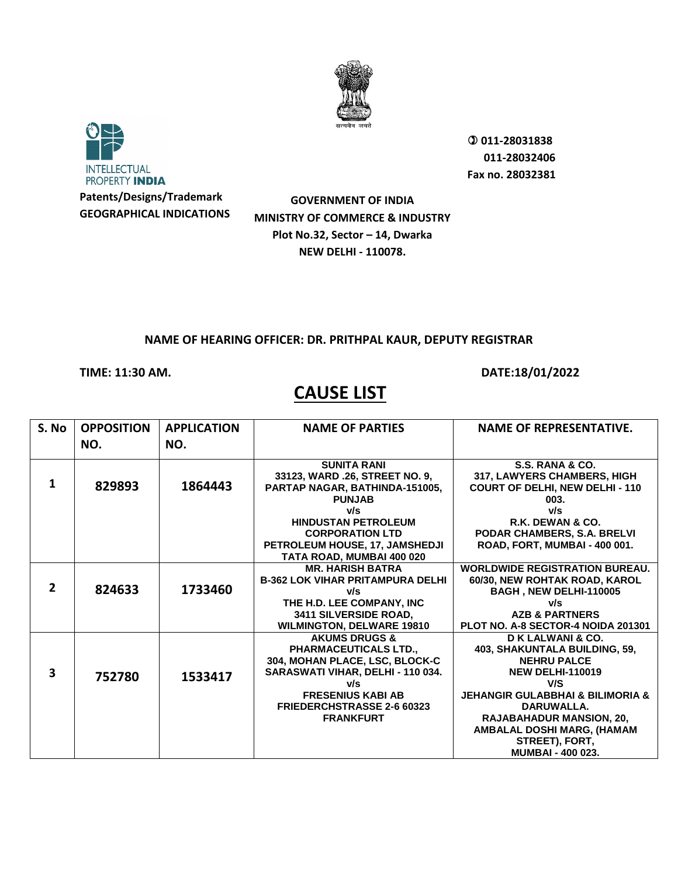INTELLECTUAL PROPERTY **INDIA**

**Patents/Designs/Trademark**
**GEOGRAPHICAL INDICATIONS**

सत्यमेव जयते

**011-28031838**
**011-28032406**
**Fax no. 28032381**

**GOVERNMENT OF INDIA**
**MINISTRY OF COMMERCE & INDUSTRY**
**Plot No.32, Sector – 14, Dwarka**
**NEW DELHI - 110078.**

**NAME OF HEARING OFFICER: DR. PRITHPAL KAUR, DEPUTY REGISTRAR**

**TIME: 11:30 AM.** **DATE:18/01/2022**

# CAUSE LIST

| S. No | OPPOSITION NO. | APPLICATION NO. | NAME OF PARTIES | NAME OF REPRESENTATIVE. |
|---|---|---|---|---|
| 1 | 829893 | 1864443 | SUNITA RANI 33123, WARD .26, STREET NO. 9, PARTAP NAGAR, BATHINDA-151005, PUNJAB v/s HINDUSTAN PETROLEUM CORPORATION LTD PETROLEUM HOUSE, 17, JAMSHEDJI TATA ROAD, MUMBAI 400 020 | S.S. RANA & CO. 317, LAWYERS CHAMBERS, HIGH COURT OF DELHI, NEW DELHI - 110 003. v/s R.K. DEWAN & CO. PODAR CHAMBERS, S.A. BRELVI ROAD, FORT, MUMBAI - 400 001. |
| 2 | 824633 | 1733460 | MR. HARISH BATRA B-362 LOK VIHAR PRITAMPURA DELHI v/s THE H.D. LEE COMPANY, INC 3411 SILVERSIDE ROAD, WILMINGTON, DELWARE 19810 | WORLDWIDE REGISTRATION BUREAU. 60/30, NEW ROHTAK ROAD, KAROL BAGH , NEW DELHI-110005 v/s AZB & PARTNERS PLOT NO. A-8 SECTOR-4 NOIDA 201301 |
| 3 | 752780 | 1533417 | AKUMS DRUGS & PHARMACEUTICALS LTD., 304, MOHAN PLACE, LSC, BLOCK-C SARASWATI VIHAR, DELHI - 110 034. v/s FRESENIUS KABI AB FRIEDERCHSTRASSE 2-6 60323 FRANKFURT | D K LALWANI & CO. 403, SHAKUNTALA BUILDING, 59, NEHRU PALCE NEW DELHI-110019 V/S JEHANGIR GULABBHAI & BILIMORIA & DARUWALLA. RAJABAHADUR MANSION, 20, AMBALAL DOSHI MARG, (HAMAM STREET), FORT, MUMBAI - 400 023. |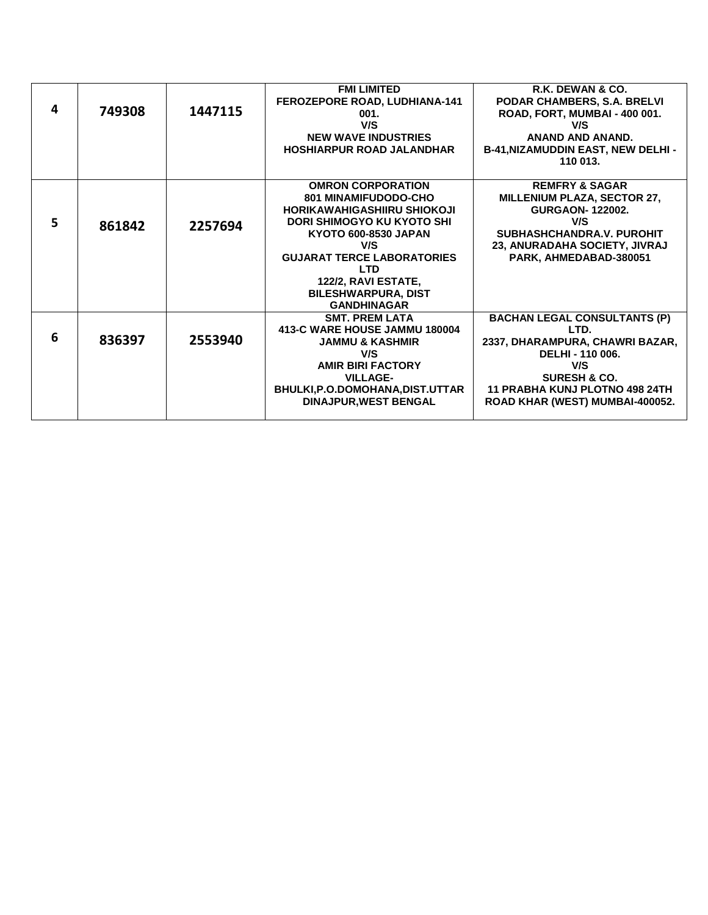| | | | | |
|---|---|---|---|---|
| 4 | 749308 | 1447115 | **FMI LIMITED**<br>**FEROZEPORE ROAD, LUDHIANA-141 001.**<br>**V/S**<br>**NEW WAVE INDUSTRIES**<br>**HOSHIARPUR ROAD JALANDHAR** | **R.K. DEWAN & CO.**<br>**PODAR CHAMBERS, S.A. BRELVI ROAD, FORT, MUMBAI - 400 001.**<br>**V/S**<br>**ANAND AND ANAND.**<br>**B-41,NIZAMUDDIN EAST, NEW DELHI - 110 013.** |
| 5 | 861842 | 2257694 | **OMRON CORPORATION**<br>**801 MINAMIFUDODO-CHO HORIKAWAHIGASHIIRU SHIOKOJI DORI SHIMOGYO KU KYOTO SHI KYOTO 600-8530 JAPAN**<br>**V/S**<br>**GUJARAT TERCE LABORATORIES LTD**<br>**122/2, RAVI ESTATE, BILESHWARPURA, DIST GANDHINAGAR** | **REMFRY & SAGAR**<br>**MILLENIUM PLAZA, SECTOR 27, GURGAON- 122002.**<br>**V/S**<br>**SUBHASHCHANDRA.V. PUROHIT**<br>**23, ANURADAHA SOCIETY, JIVRAJ PARK, AHMEDABAD-380051** |
| 6 | 836397 | 2553940 | **SMT. PREM LATA**<br>**413-C WARE HOUSE JAMMU 180004 JAMMU & KASHMIR**<br>**V/S**<br>**AMIR BIRI FACTORY**<br>**VILLAGE-BHULKI,P.O.DOMOHANA,DIST.UTTAR DINAJPUR,WEST BENGAL** | **BACHAN LEGAL CONSULTANTS (P) LTD.**<br>**2337, DHARAMPURA, CHAWRI BAZAR, DELHI - 110 006.**<br>**V/S**<br>**SURESH & CO.**<br>**11 PRABHA KUNJ PLOTNO 498 24TH ROAD KHAR (WEST) MUMBAI-400052.** |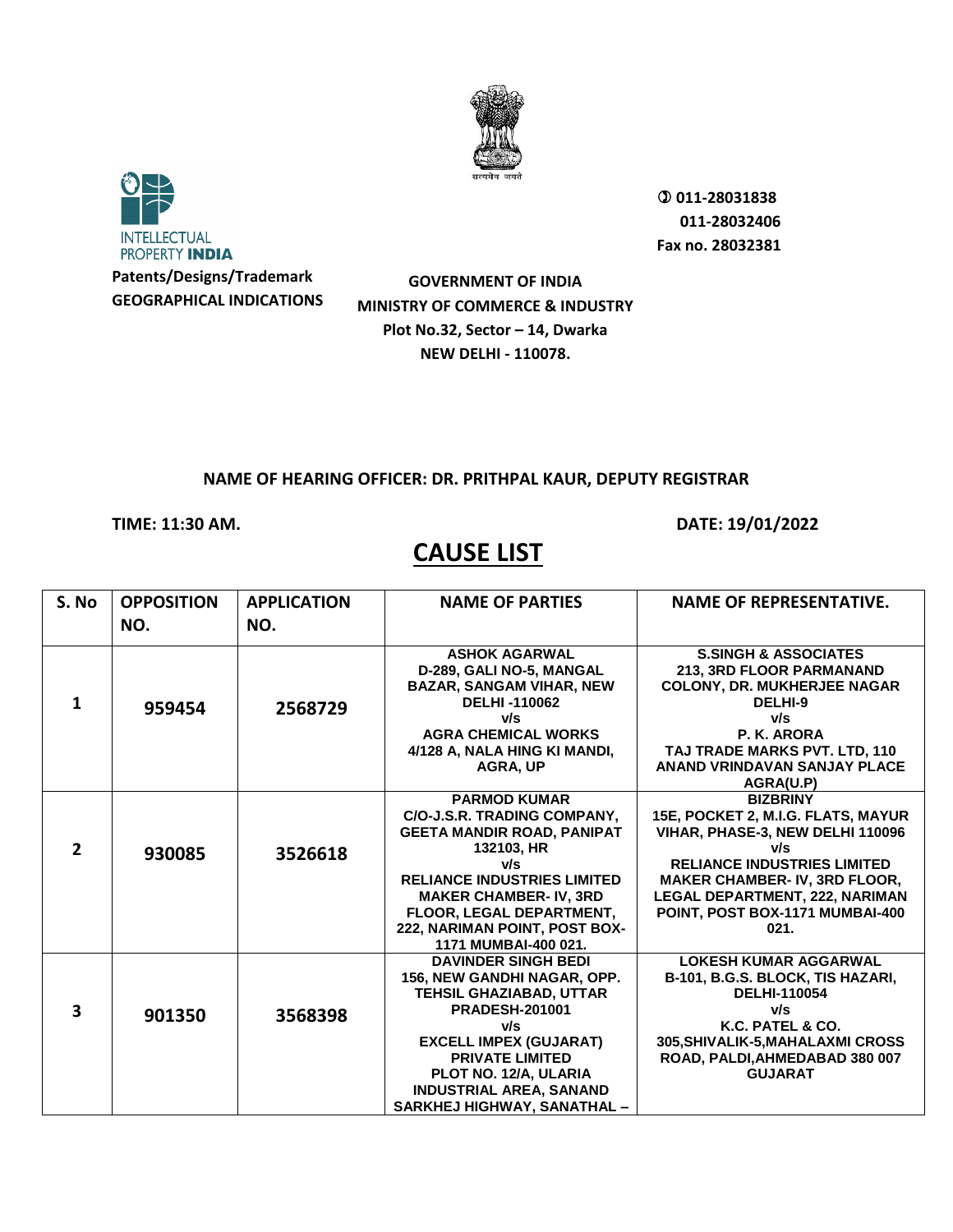INTELLECTUAL PROPERTY INDIA

Patents/Designs/Trademark
GEOGRAPHICAL INDICATIONS

011-28031838
011-28032406
Fax no. 28032381

**GOVERNMENT OF INDIA**
**MINISTRY OF COMMERCE & INDUSTRY**
**Plot No.32, Sector – 14, Dwarka**
**NEW DELHI - 110078.**

**NAME OF HEARING OFFICER: DR. PRITHPAL KAUR, DEPUTY REGISTRAR**

**TIME: 11:30 AM.** **DATE: 19/01/2022**

# CAUSE LIST

| S. No | OPPOSITION NO. | APPLICATION NO. | NAME OF PARTIES | NAME OF REPRESENTATIVE. |
|---|---|---|---|---|
| 1 | 959454 | 2568729 | ASHOK AGARWAL D-289, GALI NO-5, MANGAL BAZAR, SANGAM VIHAR, NEW DELHI -110062 v/s AGRA CHEMICAL WORKS 4/128 A, NALA HING KI MANDI, AGRA, UP | S.SINGH & ASSOCIATES 213, 3RD FLOOR PARMANAND COLONY, DR. MUKHERJEE NAGAR DELHI-9 v/s P. K. ARORA TAJ TRADE MARKS PVT. LTD, 110 ANAND VRINDAVAN SANJAY PLACE AGRA(U.P) |
| 2 | 930085 | 3526618 | PARMOD KUMAR C/O-J.S.R. TRADING COMPANY, GEETA MANDIR ROAD, PANIPAT 132103, HR v/s RELIANCE INDUSTRIES LIMITED MAKER CHAMBER- IV, 3RD FLOOR, LEGAL DEPARTMENT, 222, NARIMAN POINT, POST BOX-1171 MUMBAI-400 021. | BIZBRINY 15E, POCKET 2, M.I.G. FLATS, MAYUR VIHAR, PHASE-3, NEW DELHI 110096 v/s RELIANCE INDUSTRIES LIMITED MAKER CHAMBER- IV, 3RD FLOOR, LEGAL DEPARTMENT, 222, NARIMAN POINT, POST BOX-1171 MUMBAI-400 021. |
| 3 | 901350 | 3568398 | DAVINDER SINGH BEDI 156, NEW GANDHI NAGAR, OPP. TEHSIL GHAZIABAD, UTTAR PRADESH-201001 v/s EXCELL IMPEX (GUJARAT) PRIVATE LIMITED PLOT NO. 12/A, ULARIA INDUSTRIAL AREA, SANAND SARKHEJ HIGHWAY, SANATHAL – | LOKESH KUMAR AGGARWAL B-101, B.G.S. BLOCK, TIS HAZARI, DELHI-110054 v/s K.C. PATEL & CO. 305,SHIVALIK-5,MAHALAXMI CROSS ROAD, PALDI,AHMEDABAD 380 007 GUJARAT |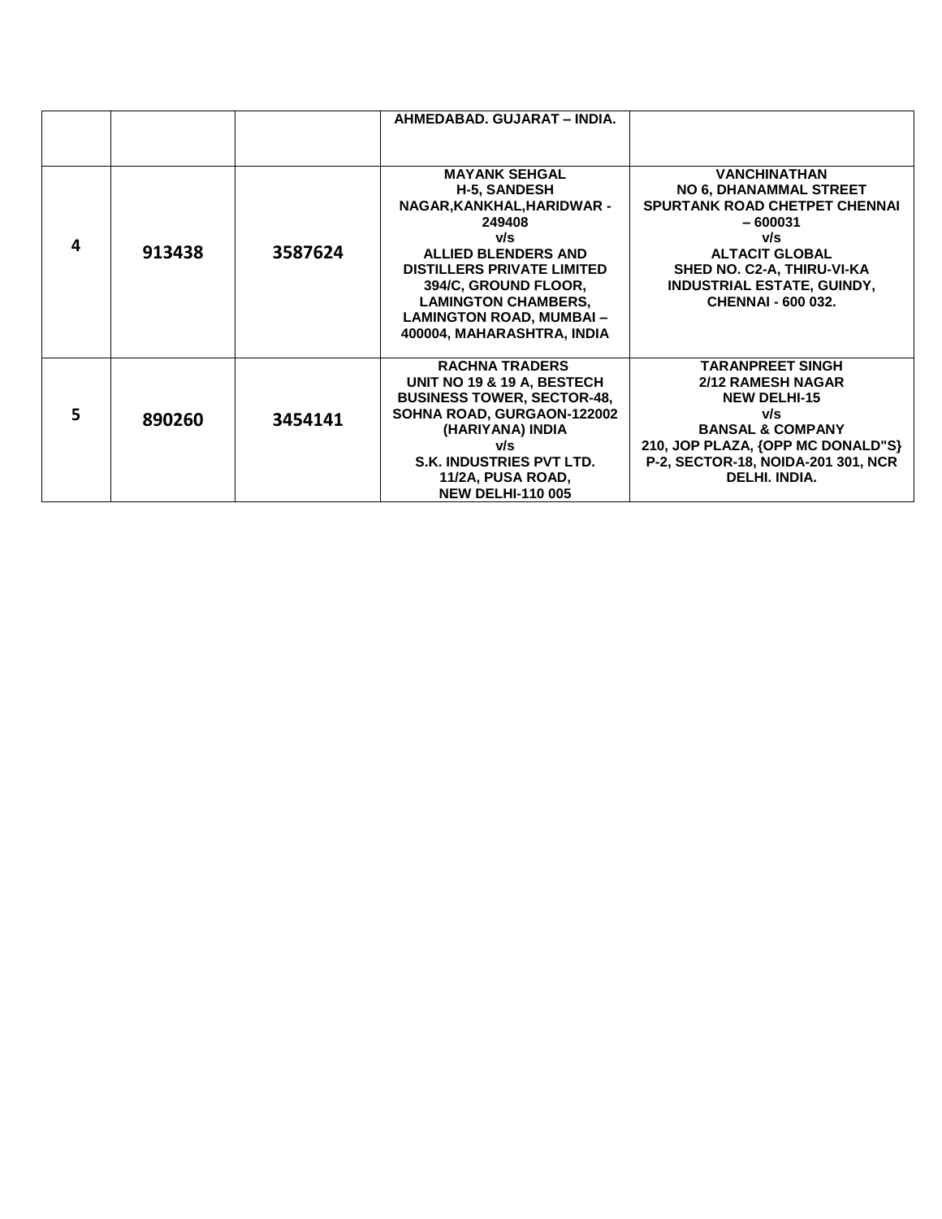| | | | | |
|---|---|---|---|---|
| | | | AHMEDABAD. GUJARAT – INDIA. | |
| 4 | 913438 | 3587624 | MAYANK SEHGAL<br>H-5, SANDESH NAGAR,KANKHAL,HARIDWAR - 249408<br>v/s<br>ALLIED BLENDERS AND DISTILLERS PRIVATE LIMITED<br>394/C, GROUND FLOOR, LAMINGTON CHAMBERS, LAMINGTON ROAD, MUMBAI – 400004, MAHARASHTRA, INDIA | VANCHINATHAN<br>NO 6, DHANAMMAL STREET SPURTANK ROAD CHETPET CHENNAI – 600031<br>v/s<br>ALTACIT GLOBAL<br>SHED NO. C2-A, THIRU-VI-KA INDUSTRIAL ESTATE, GUINDY, CHENNAI - 600 032. |
| 5 | 890260 | 3454141 | RACHNA TRADERS<br>UNIT NO 19 & 19 A, BESTECH BUSINESS TOWER, SECTOR-48, SOHNA ROAD, GURGAON-122002 (HARIYANA) INDIA<br>v/s<br>S.K. INDUSTRIES PVT LTD.<br>11/2A, PUSA ROAD,<br>NEW DELHI-110 005 | TARANPREET SINGH<br>2/12 RAMESH NAGAR<br>NEW DELHI-15<br>v/s<br>BANSAL & COMPANY<br>210, JOP PLAZA, {OPP MC DONALD"S} P-2, SECTOR-18, NOIDA-201 301, NCR DELHI. INDIA. |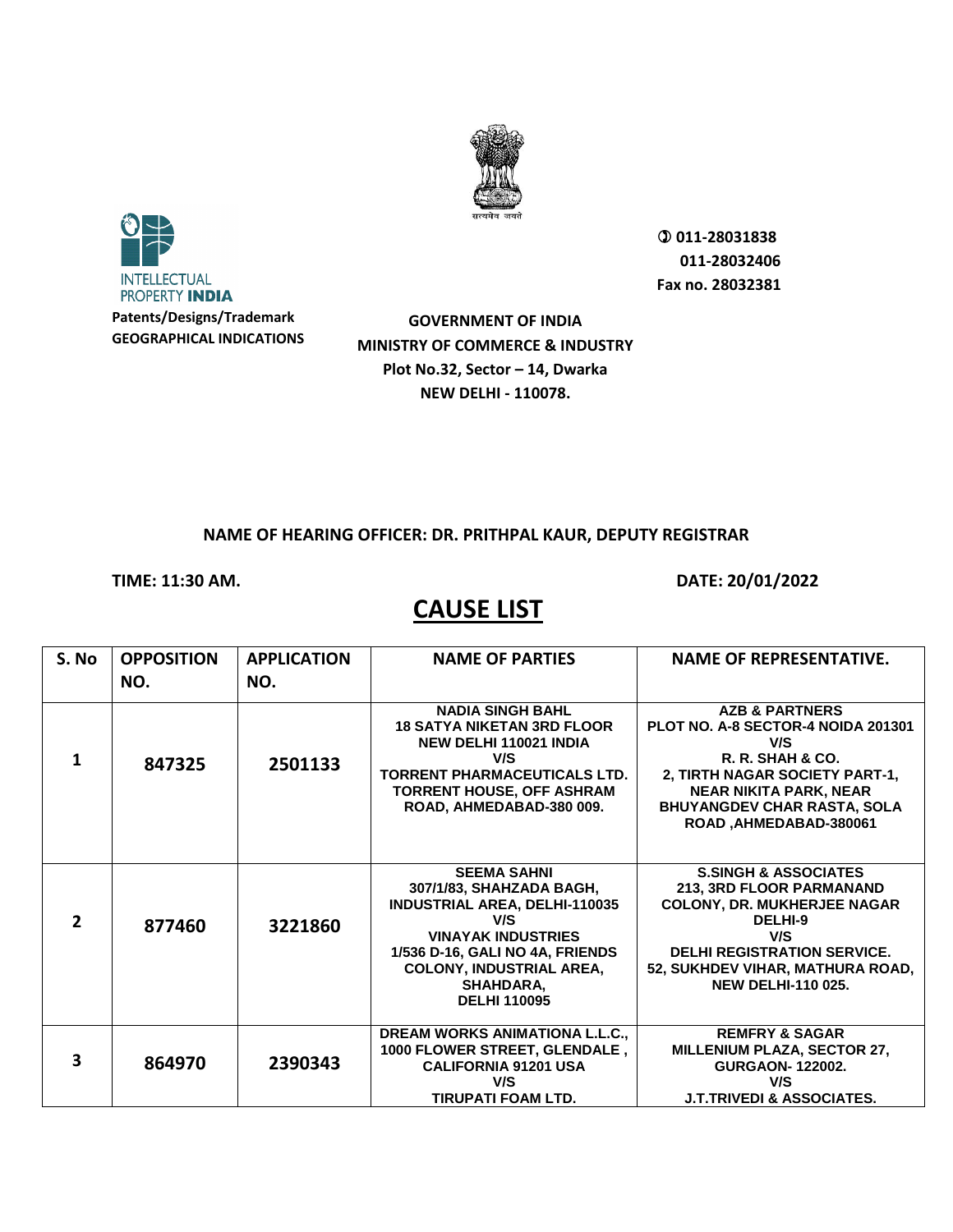INTELLECTUAL PROPERTY INDIA

Patents/Designs/Trademark
GEOGRAPHICAL INDICATIONS

011-28031838
011-28032406
Fax no. 28032381

**GOVERNMENT OF INDIA**
**MINISTRY OF COMMERCE & INDUSTRY**
**Plot No.32, Sector – 14, Dwarka**
**NEW DELHI - 110078.**

**NAME OF HEARING OFFICER: DR. PRITHPAL KAUR, DEPUTY REGISTRAR**

**TIME: 11:30 AM.** **DATE: 20/01/2022**

## CAUSE LIST

| S. No | OPPOSITION NO. | APPLICATION NO. | NAME OF PARTIES | NAME OF REPRESENTATIVE. |
|---|---|---|---|---|
| 1 | 847325 | 2501133 | NADIA SINGH BAHL 18 SATYA NIKETAN 3RD FLOOR NEW DELHI 110021 INDIA V/S TORRENT PHARMACEUTICALS LTD. TORRENT HOUSE, OFF ASHRAM ROAD, AHMEDABAD-380 009. | AZB & PARTNERS PLOT NO. A-8 SECTOR-4 NOIDA 201301 V/S R. R. SHAH & CO. 2, TIRTH NAGAR SOCIETY PART-1, NEAR NIKITA PARK, NEAR BHUYANGDEV CHAR RASTA, SOLA ROAD ,AHMEDABAD-380061 |
| 2 | 877460 | 3221860 | SEEMA SAHNI 307/1/83, SHAHZADA BAGH, INDUSTRIAL AREA, DELHI-110035 V/S VINAYAK INDUSTRIES 1/536 D-16, GALI NO 4A, FRIENDS COLONY, INDUSTRIAL AREA, SHAHDARA, DELHI 110095 | S.SINGH & ASSOCIATES 213, 3RD FLOOR PARMANAND COLONY, DR. MUKHERJEE NAGAR DELHI-9 V/S DELHI REGISTRATION SERVICE. 52, SUKHDEV VIHAR, MATHURA ROAD, NEW DELHI-110 025. |
| 3 | 864970 | 2390343 | DREAM WORKS ANIMATIONA L.L.C., 1000 FLOWER STREET, GLENDALE , CALIFORNIA 91201 USA V/S TIRUPATI FOAM LTD. | REMFRY & SAGAR MILLENIUM PLAZA, SECTOR 27, GURGAON- 122002. V/S J.T.TRIVEDI & ASSOCIATES. |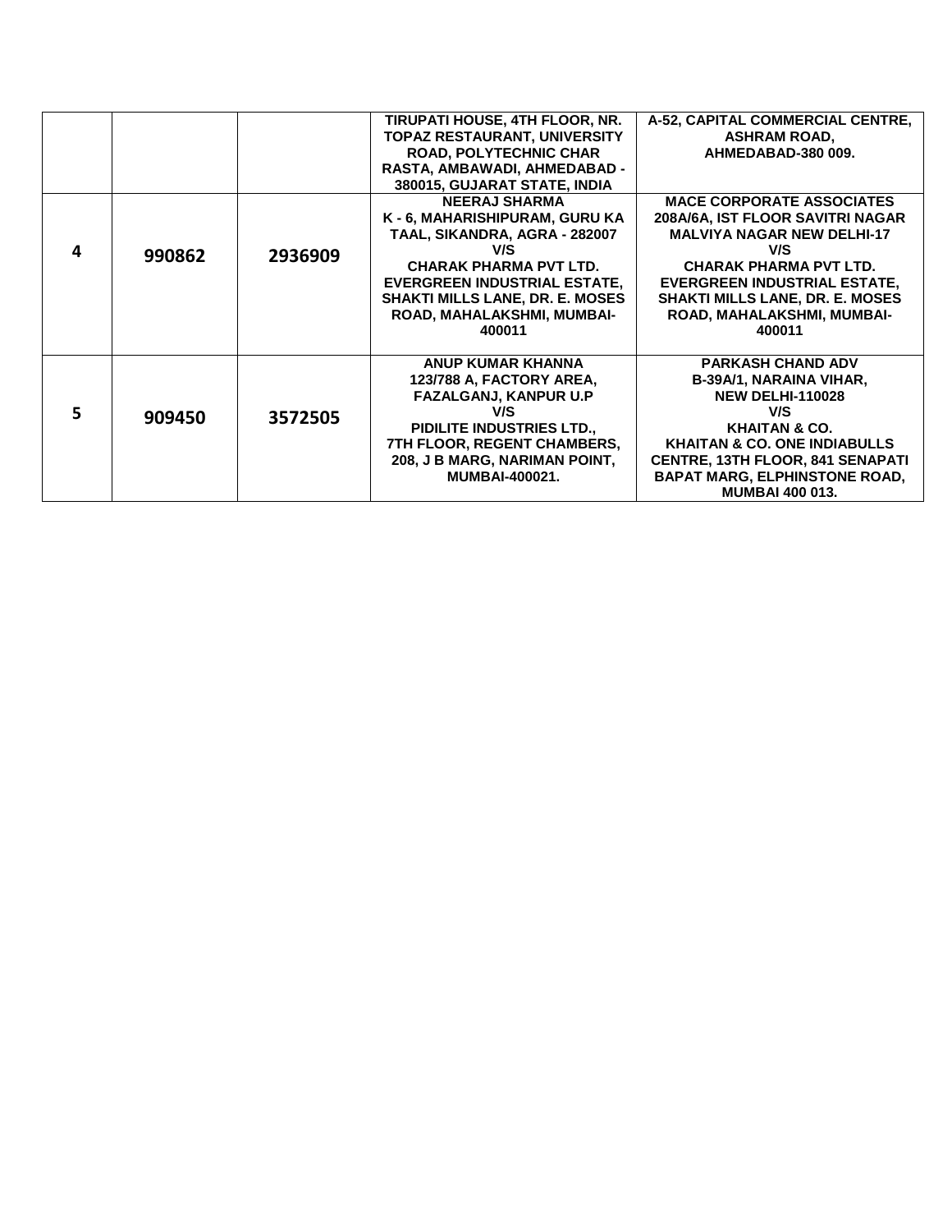| | | | | |
|---|---|---|---|---|
| | | | TIRUPATI HOUSE, 4TH FLOOR, NR. TOPAZ RESTAURANT, UNIVERSITY ROAD, POLYTECHNIC CHAR RASTA, AMBAWADI, AHMEDABAD - 380015, GUJARAT STATE, INDIA | A-52, CAPITAL COMMERCIAL CENTRE, ASHRAM ROAD, AHMEDABAD-380 009. |
| **4** | **990862** | **2936909** | **NEERAJ SHARMA**<br>K - 6, MAHARISHIPURAM, GURU KA TAAL, SIKANDRA, AGRA - 282007<br>V/S<br>CHARAK PHARMA PVT LTD.<br>EVERGREEN INDUSTRIAL ESTATE, SHAKTI MILLS LANE, DR. E. MOSES ROAD, MAHALAKSHMI, MUMBAI-400011 | **MACE CORPORATE ASSOCIATES**<br>208A/6A, IST FLOOR SAVITRI NAGAR MALVIYA NAGAR NEW DELHI-17<br>V/S<br>CHARAK PHARMA PVT LTD.<br>EVERGREEN INDUSTRIAL ESTATE, SHAKTI MILLS LANE, DR. E. MOSES ROAD, MAHALAKSHMI, MUMBAI-400011 |
| **5** | **909450** | **3572505** | **ANUP KUMAR KHANNA**<br>123/788 A, FACTORY AREA, FAZALGANJ, KANPUR U.P<br>V/S<br>PIDILITE INDUSTRIES LTD.,<br>7TH FLOOR, REGENT CHAMBERS, 208, J B MARG, NARIMAN POINT, MUMBAI-400021. | **PARKASH CHAND ADV**<br>B-39A/1, NARAINA VIHAR, NEW DELHI-110028<br>V/S<br>KHAITAN & CO.<br>KHAITAN & CO. ONE INDIABULLS CENTRE, 13TH FLOOR, 841 SENAPATI BAPAT MARG, ELPHINSTONE ROAD, MUMBAI 400 013. |